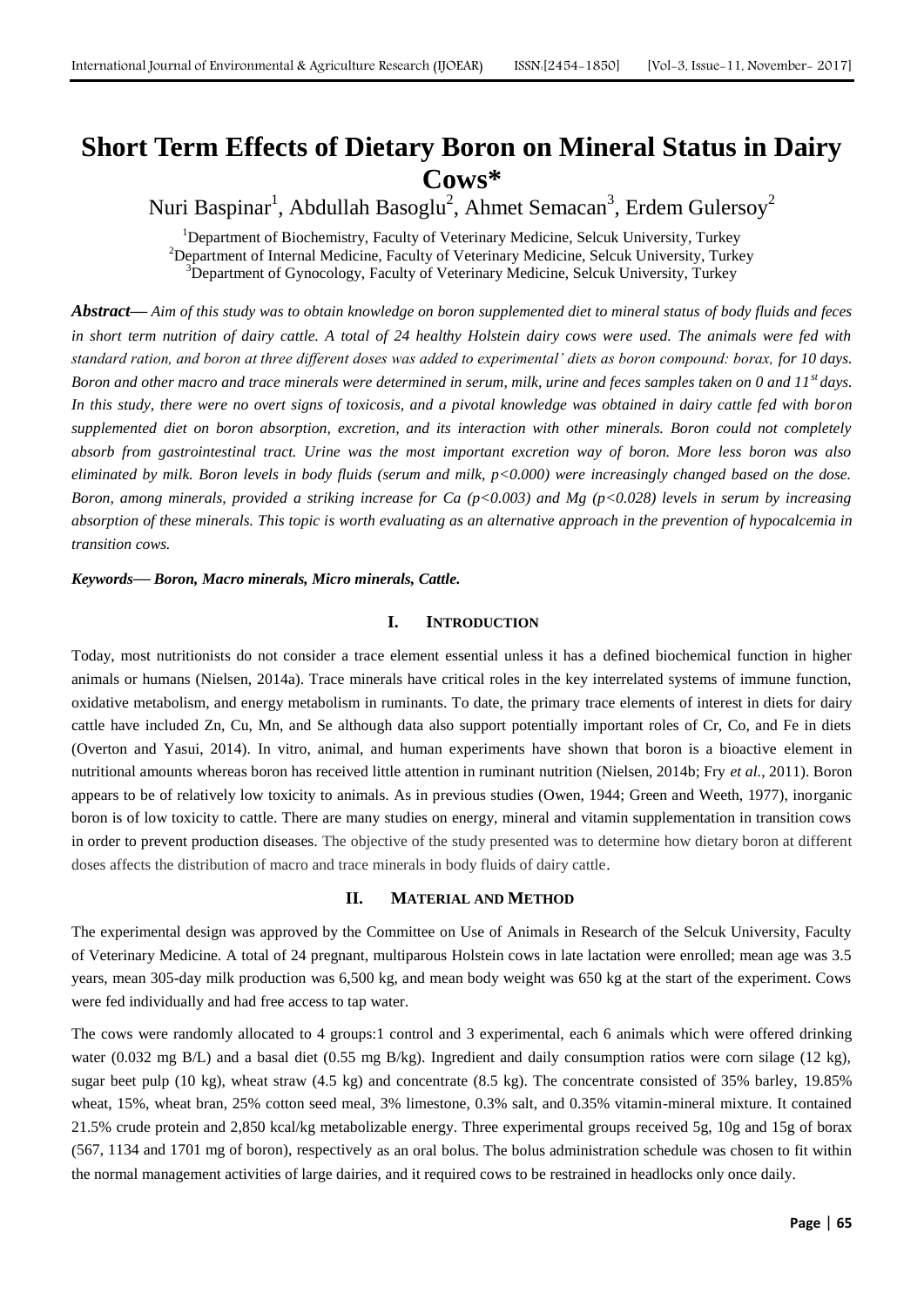# Short Term Effects of Dietary Boron on Mineral Status in Dairy Cows*

Nuri Baspinar[1], Abdullah Basoglu[2], Ahmet Semacan[3], Erdem Gulersoy[2]

[1]Department of Biochemistry, Faculty of Veterinary Medicine, Selcuk University, Turkey
[2]Department of Internal Medicine, Faculty of Veterinary Medicine, Selcuk University, Turkey
[3]Department of Gynocology, Faculty of Veterinary Medicine, Selcuk University, Turkey

***Abstract*— *Aim of this study was to obtain knowledge on boron supplemented diet to mineral status of body fluids and feces in short term nutrition of dairy cattle. A total of 24 healthy Holstein dairy cows were used. The animals were fed with standard ration, and boron at three different doses was added to experimental' diets as boron compound: borax, for 10 days. Boron and other macro and trace minerals were determined in serum, milk, urine and feces samples taken on 0 and 11st days. In this study, there were no overt signs of toxicosis, and a pivotal knowledge was obtained in dairy cattle fed with boron supplemented diet on boron absorption, excretion, and its interaction with other minerals. Boron could not completely absorb from gastrointestinal tract. Urine was the most important excretion way of boron. More less boron was also eliminated by milk. Boron levels in body fluids (serum and milk, $p<0.000$) were increasingly changed based on the dose. Boron, among minerals, provided a striking increase for Ca ($p<0.003$) and Mg ($p<0.028$) levels in serum by increasing absorption of these minerals. This topic is worth evaluating as an alternative approach in the prevention of hypocalcemia in transition cows.***

***Keywords*— *Boron, Macro minerals, Micro minerals, Cattle.***

## I. INTRODUCTION

Today, most nutritionists do not consider a trace element essential unless it has a defined biochemical function in higher animals or humans (Nielsen, 2014a). Trace minerals have critical roles in the key interrelated systems of immune function, oxidative metabolism, and energy metabolism in ruminants. To date, the primary trace elements of interest in diets for dairy cattle have included Zn, Cu, Mn, and Se although data also support potentially important roles of Cr, Co, and Fe in diets (Overton and Yasui, 2014). In vitro, animal, and human experiments have shown that boron is a bioactive element in nutritional amounts whereas boron has received little attention in ruminant nutrition (Nielsen, 2014b; Fry *et al.*, 2011). Boron appears to be of relatively low toxicity to animals. As in previous studies (Owen, 1944; Green and Weeth, 1977), inorganic boron is of low toxicity to cattle. There are many studies on energy, mineral and vitamin supplementation in transition cows in order to prevent production diseases. The objective of the study presented was to determine how dietary boron at different doses affects the distribution of macro and trace minerals in body fluids of dairy cattle.

## II. MATERIAL AND METHOD

The experimental design was approved by the Committee on Use of Animals in Research of the Selcuk University, Faculty of Veterinary Medicine. A total of 24 pregnant, multiparous Holstein cows in late lactation were enrolled; mean age was 3.5 years, mean 305-day milk production was 6,500 kg, and mean body weight was 650 kg at the start of the experiment. Cows were fed individually and had free access to tap water.

The cows were randomly allocated to 4 groups:1 control and 3 experimental, each 6 animals which were offered drinking water (0.032 mg B/L) and a basal diet (0.55 mg B/kg). Ingredient and daily consumption ratios were corn silage (12 kg), sugar beet pulp (10 kg), wheat straw (4.5 kg) and concentrate (8.5 kg). The concentrate consisted of 35% barley, 19.85% wheat, 15%, wheat bran, 25% cotton seed meal, 3% limestone, 0.3% salt, and 0.35% vitamin-mineral mixture. It contained 21.5% crude protein and 2,850 kcal/kg metabolizable energy. Three experimental groups received 5g, 10g and 15g of borax (567, 1134 and 1701 mg of boron), respectively as an oral bolus. The bolus administration schedule was chosen to fit within the normal management activities of large dairies, and it required cows to be restrained in headlocks only once daily.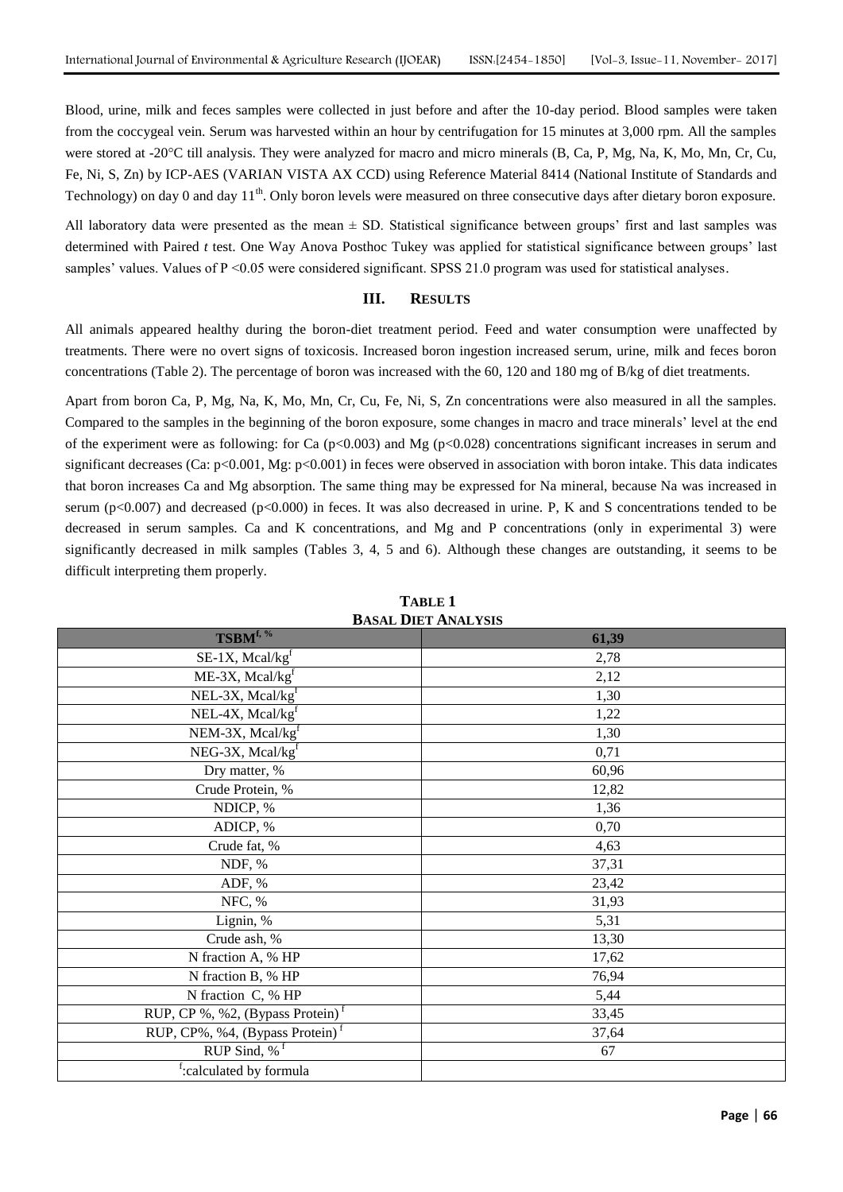Blood, urine, milk and feces samples were collected in just before and after the 10-day period. Blood samples were taken from the coccygeal vein. Serum was harvested within an hour by centrifugation for 15 minutes at 3,000 rpm. All the samples were stored at -20°C till analysis. They were analyzed for macro and micro minerals (B, Ca, P, Mg, Na, K, Mo, Mn, Cr, Cu, Fe, Ni, S, Zn) by ICP-AES (VARIAN VISTA AX CCD) using Reference Material 8414 (National Institute of Standards and Technology) on day 0 and day 11$^{th}$. Only boron levels were measured on three consecutive days after dietary boron exposure.

All laboratory data were presented as the mean ± SD. Statistical significance between groups' first and last samples was determined with Paired *t* test. One Way Anova Posthoc Tukey was applied for statistical significance between groups' last samples' values. Values of $P < 0.05$ were considered significant. SPSS 21.0 program was used for statistical analyses.

## III. RESULTS

All animals appeared healthy during the boron-diet treatment period. Feed and water consumption were unaffected by treatments. There were no overt signs of toxicosis. Increased boron ingestion increased serum, urine, milk and feces boron concentrations (Table 2). The percentage of boron was increased with the 60, 120 and 180 mg of B/kg of diet treatments.

Apart from boron Ca, P, Mg, Na, K, Mo, Mn, Cr, Cu, Fe, Ni, S, Zn concentrations were also measured in all the samples. Compared to the samples in the beginning of the boron exposure, some changes in macro and trace minerals' level at the end of the experiment were as following: for Ca ($p<0.003$) and Mg ($p<0.028$) concentrations significant increases in serum and significant decreases (Ca: $p<0.001$, Mg: $p<0.001$) in feces were observed in association with boron intake. This data indicates that boron increases Ca and Mg absorption. The same thing may be expressed for Na mineral, because Na was increased in serum ($p<0.007$) and decreased ($p<0.000$) in feces. It was also decreased in urine. P, K and S concentrations tended to be decreased in serum samples. Ca and K concentrations, and Mg and P concentrations (only in experimental 3) were significantly decreased in milk samples (Tables 3, 4, 5 and 6). Although these changes are outstanding, it seems to be difficult interpreting them properly.

**TABLE 1**
**BASAL DIET ANALYSIS**

| TSBM[f, %] | 61,39 |
|---|---|
| SE-1X, Mcal/kg[f] | 2,78 |
| ME-3X, Mcal/kg[f] | 2,12 |
| NEL-3X, Mcal/kg[f] | 1,30 |
| NEL-4X, Mcal/kg[f] | 1,22 |
| NEM-3X, Mcal/kg[f] | 1,30 |
| NEG-3X, Mcal/kg[f] | 0,71 |
| Dry matter, % | 60,96 |
| Crude Protein, % | 12,82 |
| NDICP, % | 1,36 |
| ADICP, % | 0,70 |
| Crude fat, % | 4,63 |
| NDF, % | 37,31 |
| ADF, % | 23,42 |
| NFC, % | 31,93 |
| Lignin, % | 5,31 |
| Crude ash, % | 13,30 |
| N fraction A, % HP | 17,62 |
| N fraction B, % HP | 76,94 |
| N fraction C, % HP | 5,44 |
| RUP, CP %, %2, (Bypass Protein) [f] | 33,45 |
| RUP, CP%, %4, (Bypass Protein) [f] | 37,64 |
| RUP Sind, % [f] | 67 |
| [f]:calculated by formula | |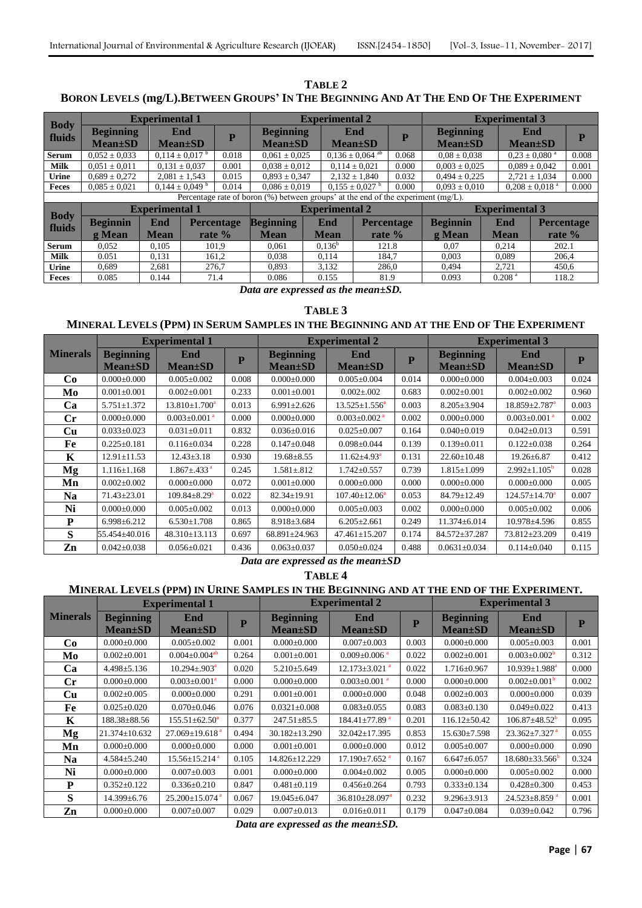**TABLE 2**

**BORON LEVELS (mg/L).BETWEEN GROUPS' IN THE BEGINNING AND AT THE END OF THE EXPERIMENT**

| Body fluids | Experimental 1 | | | Experimental 2 | | | Experimental 3 | | |
|---|---|---|---|---|---|---|---|---|---|
| | Beginning Mean±SD | End Mean±SD | P | Beginning Mean±SD | End Mean±SD | P | Beginning Mean±SD | End Mean±SD | P |
| Serum | 0,052 ± 0,033 | 0,114 ± 0,017 [b] | 0.018 | 0,061 ± 0,025 | 0,136 ± 0,064 [ab] | 0.068 | 0,08 ± 0,038 | 0,23 ± 0,080 [a] | 0.008 |
| Milk | 0,051 ± 0,011 | 0,131 ± 0,037 | 0.001 | 0,038 ± 0,012 | 0,114 ± 0,021 | 0.000 | 0,003 ± 0,025 | 0,089 ± 0,042 | 0.001 |
| Urine | 0,689 ± 0,272 | 2,081 ± 1,543 | 0.015 | 0,893 ± 0,347 | 2,132 ± 1,840 | 0.032 | 0,494 ± 0,225 | 2,721 ± 1,034 | 0.000 |
| Feces | 0,085 ± 0,021 | 0,144 ± 0,049 [b] | 0.014 | 0,086 ± 0,019 | 0,155 ± 0,027 [b] | 0.000 | 0,093 ± 0,010 | 0,208 ± 0,018 [a] | 0.000 |

Percentage rate of boron (%) between groups' at the end of the experiment (mg/L).

| Body fluids | Experimental 1 | | | Experimental 2 | | | Experimental 3 | | |
|---|---|---|---|---|---|---|---|---|---|
| | Beginning Mean | End Mean | Percentage rate % | Beginning Mean | End Mean | Percentage rate % | Beginning Mean | End Mean | Percentage rate % |
| Serum | 0,052 | 0,105 | 101,9 | 0,061 | 0,136[b] | 121.8 | 0,07 | 0,214 | 202.1 |
| Milk | 0.051 | 0,131 | 161,2 | 0,038 | 0,114 | 184,7 | 0,003 | 0,089 | 206,4 |
| Urine | 0,689 | 2,681 | 276,7 | 0,893 | 3,132 | 286,0 | 0,494 | 2,721 | 450,6 |
| Feces | 0.085 | 0.144 | 71.4 | 0.086 | 0.155 | 81.9 | 0.093 | 0.208 [a] | 118.2 |

*Data are expressed as the mean±SD.*

**TABLE 3**

**MINERAL LEVELS (PPM) IN SERUM SAMPLES IN THE BEGINNING AND AT THE END OF THE EXPERIMENT**

| Minerals | Experimental 1 | | | Experimental 2 | | | Experimental 3 | | |
|---|---|---|---|---|---|---|---|---|---|
| | Beginning Mean±SD | End Mean±SD | P | Beginning Mean±SD | End Mean±SD | P | Beginning Mean±SD | End Mean±SD | P |
| Co | 0.000±0.000 | 0.005±0.002 | 0.008 | 0.000±0.000 | 0.005±0.004 | 0.014 | 0.000±0.000 | 0.004±0.003 | 0.024 |
| Mo | 0.001±0.001 | 0.002±0.001 | 0.233 | 0.001±0.001 | 0.002±.002 | 0.683 | 0.002±0.001 | 0.002±0.002 | 0.960 |
| Ca | 5.751±1.372 | 13.810±1.700[a] | 0.013 | 6.991±2.626 | 13.525±1.556[a] | 0.003 | 8.205±3.904 | 18.859±2.787[a] | 0.003 |
| Cr | 0.000±0.000 | 0.003±0.001 [a] | 0.000 | 0.000±0.000 | 0.003±0.002 [a] | 0.002 | 0.000±0.000 | 0.003±0.001 [a] | 0.002 |
| Cu | 0.033±0.023 | 0.031±0.011 | 0.832 | 0.036±0.016 | 0.025±0.007 | 0.164 | 0.040±0.019 | 0.042±0.013 | 0.591 |
| Fe | 0.225±0.181 | 0.116±0.034 | 0.228 | 0.147±0.048 | 0.098±0.044 | 0.139 | 0.139±0.011 | 0.122±0.038 | 0.264 |
| K | 12.91±11.53 | 12.43±3.18 | 0.930 | 19.68±8.55 | 11.62±4.93[a] | 0.131 | 22.60±10.48 | 19.26±6.87 | 0.412 |
| Mg | 1.116±1.168 | 1.867±.433 [a] | 0.245 | 1.581±.812 | 1.742±0.557 | 0.739 | 1.815±1.099 | 2.992±1.105[b] | 0.028 |
| Mn | 0.002±0.002 | 0.000±0.000 | 0.072 | 0.001±0.000 | 0.000±0.000 | 0.000 | 0.000±0.000 | 0.000±0.000 | 0.005 |
| Na | 71.43±23.01 | 109.84±8.29[a] | 0.022 | 82.34±19.91 | 107.40±12.06[a] | 0.053 | 84.79±12.49 | 124.57±14.70[a] | 0.007 |
| Ni | 0.000±0.000 | 0.005±0.002 | 0.013 | 0.000±0.000 | 0.005±0.003 | 0.002 | 0.000±0.000 | 0.005±0.002 | 0.006 |
| P | 6.998±6.212 | 6.530±1.708 | 0.865 | 8.918±3.684 | 6.205±2.661 | 0.249 | 11.374±6.014 | 10.978±4.596 | 0.855 |
| S | 55.454±40.016 | 48.310±13.113 | 0.697 | 68.891±24.963 | 47.461±15.207 | 0.174 | 84.572±37.287 | 73.812±23.209 | 0.419 |
| Zn | 0.042±0.038 | 0.056±0.021 | 0.436 | 0.063±0.037 | 0.050±0.024 | 0.488 | 0.0631±0.034 | 0.114±0.040 | 0.115 |

*Data are expressed as the mean±SD*

**TABLE 4**

**MINERAL LEVELS (PPM) IN URINE SAMPLES IN THE BEGINNING AND AT THE END OF THE EXPERIMENT.**

| Minerals | Experimental 1 | | | Experimental 2 | | | Experimental 3 | | |
|---|---|---|---|---|---|---|---|---|---|
| | Beginning Mean±SD | End Mean±SD | P | Beginning Mean±SD | End Mean±SD | P | Beginning Mean±SD | End Mean±SD | P |
| Co | 0.000±0.000 | 0.005±0.002 | 0.001 | 0.000±0.000 | 0.007±0.003 | 0.003 | 0.000±0.000 | 0.005±0.003 | 0.001 |
| Mo | 0.002±0.001 | 0.004±0.004[ab] | 0.264 | 0.001±0.001 | 0.009±0.006 [a] | 0.022 | 0.002±0.001 | 0.003±0.002[b] | 0.312 |
| Ca | 4.498±5.136 | 10.294±.903[a] | 0.020 | 5.210±5.649 | 12.173±3.021 [a] | 0.022 | 1.716±0.967 | 10.939±1.988[a] | 0.000 |
| Cr | 0.000±0.000 | 0.003±0.001[a] | 0.000 | 0.000±0.000 | 0.003±0.001 [a] | 0.000 | 0.000±0.000 | 0.002±0.001[b] | 0.002 |
| Cu | 0.002±0.005 | 0.000±0.000 | 0.291 | 0.001±0.001 | 0.000±0.000 | 0.048 | 0.002±0.003 | 0.000±0.000 | 0.039 |
| Fe | 0.025±0.020 | 0.070±0.046 | 0.076 | 0.0321±0.008 | 0.083±0.055 | 0.083 | 0.083±0.130 | 0.049±0.022 | 0.413 |
| K | 188.38±88.56 | 155.51±62.50[a] | 0.377 | 247.51±85.5 | 184.41±77.89 [a] | 0.201 | 116.12±50.42 | 106.87±48.52[b] | 0.095 |
| Mg | 21.374±10.632 | 27.069±19.618 [a] | 0.494 | 30.182±13.290 | 32.042±17.395 | 0.853 | 15.630±7.598 | 23.362±7.327 [a] | 0.055 |
| Mn | 0.000±0.000 | 0.000±0.000 | 0.000 | 0.001±0.001 | 0.000±0.000 | 0.012 | 0.005±0.007 | 0.000±0.000 | 0.090 |
| Na | 4.584±5.240 | 15.56±15.214 [a] | 0.105 | 14.826±12.229 | 17.190±7.652 [a] | 0.167 | 6.647±6.057 | 18.680±33.566[b] | 0.324 |
| Ni | 0.000±0.000 | 0.007±0.003 | 0.001 | 0.000±0.000 | 0.004±0.002 | 0.005 | 0.000±0.000 | 0.005±0.002 | 0.000 |
| P | 0.352±0.122 | 0.336±0.210 | 0.847 | 0.481±0.119 | 0.456±0.264 | 0.793 | 0.333±0.134 | 0.428±0.300 | 0.453 |
| S | 14.399±6.76 | 25.200±15.074 [a] | 0.067 | 19.045±6.047 | 36.810±28.097[a] | 0.232 | 9.296±3.913 | 24.523±8.859 [a] | 0.001 |
| Zn | 0.000±0.000 | 0.007±0.007 | 0.029 | 0.007±0.013 | 0.016±0.011 | 0.179 | 0.047±0.084 | 0.039±0.042 | 0.796 |

*Data are expressed as the mean±SD.*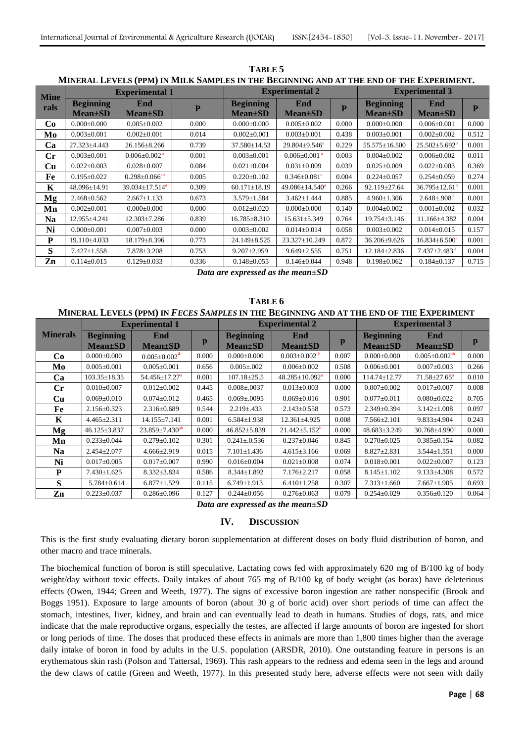**TABLE 5**

**MINERAL LEVELS (PPM) IN MILK SAMPLES IN THE BEGINNING AND AT THE END OF THE EXPERIMENT.**

| Minerals | Experimental 1 | | | Experimental 2 | | | Experimental 3 | | |
|---|---|---|---|---|---|---|---|---|---|
| | Beginning Mean±SD | End Mean±SD | P | Beginning Mean±SD | End Mean±SD | P | Beginning Mean±SD | End Mean±SD | P |
| Co | 0.000±0.000 | 0.005±0.002 | 0.000 | 0.000±0.000 | 0.005±0.002 | 0.000 | 0.000±0.000 | 0.006±0.001 | 0.000 |
| Mo | 0.003±0.001 | 0.002±0.001 | 0.014 | 0.002±0.001 | 0.003±0.001 | 0.438 | 0.003±0.001 | 0.002±0.002 | 0.512 |
| Ca | 27.323±4.443 | 26.156±8.266 | 0.739 | 37.580±14.53 | 29.804±9.546[a] | 0.229 | 55.575±16.500 | 25.502±5.692[b] | 0.001 |
| Cr | 0.003±0.001 | 0.006±0.002[a] | 0.001 | 0.003±0.001 | 0.006±0.001[a] | 0.003 | 0.004±0.002 | 0.006±0.002 | 0.011 |
| Cu | 0.022±0.003 | 0.028±0.007 | 0.084 | 0.021±0.004 | 0.031±0.009 | 0.039 | 0.025±0.009 | 0.022±0.003 | 0.369 |
| Fe | 0.195±0.022 | 0.298±0.066[ab] | 0.005 | 0.220±0.102 | 0.346±0.081[a] | 0.004 | 0.224±0.057 | 0.254±0.059 | 0.274 |
| K | 48.096±14.91 | 39.034±17.514[a] | 0.309 | 60.171±18.19 | 49.086±14.540[a] | 0.266 | 92.119±27.64 | 36.795±12.61[b] | 0.001 |
| Mg | 2.468±0.562 | 2.667±1.133 | 0.673 | 3.579±1.584 | 3.462±1.444 | 0.885 | 4.960±1.306 | 2.648±.908[a] | 0.001 |
| Mn | 0.002±0.001 | 0.000±0.000 | 0.000 | 0.012±0.020 | 0.000±0.000 | 0.140 | 0.004±0.002 | 0.001±0.002 | 0.032 |
| Na | 12.955±4.241 | 12.303±7.286 | 0.839 | 16.785±8.310 | 15.631±5.349 | 0.764 | 19.754±3.146 | 11.166±4.382 | 0.004 |
| Ni | 0.000±0.001 | 0.007±0.003 | 0.000 | 0.003±0.002 | 0.014±0.014 | 0.058 | 0.003±0.002 | 0.014±0.015 | 0.157 |
| P | 19.110±4.033 | 18.179±8.396 | 0.773 | 24.149±8.525 | 23.327±10.249 | 0.872 | 36.206±9.626 | 16.834±6.500[a] | 0.001 |
| S | 7.427±1.558 | 7.878±3.208 | 0.753 | 9.207±2.959 | 9.649±2.555 | 0.751 | 12.184±2.836 | 7.437±2.483[a] | 0.004 |
| Zn | 0.114±0.015 | 0.129±0.033 | 0.336 | 0.148±0.055 | 0.146±0.044 | 0.948 | 0.198±0.062 | 0.184±0.137 | 0.715 |

***Data are expressed as the mean±SD***

**TABLE 6**

**MINERAL LEVELS (PPM) IN *FECES SAMPLES* IN THE BEGINNING AND AT THE END OF THE EXPERIMENT**

| Minerals | Experimental 1 | | | Experimental 2 | | | Experimental 3 | | |
|---|---|---|---|---|---|---|---|---|---|
| | Beginning Mean±SD | End Mean±SD | p | Beginning Mean±SD | End Mean±SD | p | Beginning Mean±SD | End Mean±SD | p |
| Co | 0.000±0.000 | 0.005±0.002[a] | 0.000 | 0.000±0.000 | 0.003±0.002[b] | 0.007 | 0.000±0.000 | 0.005±0.002[ab] | 0.000 |
| Mo | 0.005±0.001 | 0.005±0.001 | 0.656 | 0.005±.002 | 0.006±0.002 | 0.508 | 0.006±0.001 | 0.007±0.003 | 0.266 |
| Ca | 103.35±18.35 | 54.456±17.27[a] | 0.001 | 107.18±25.5 | 48.285±10.092[a] | 0.000 | 114.74±12.77 | 71.58±27.65[a] | 0.010 |
| Cr | 0.010±0.007 | 0.012±0.002 | 0.445 | 0.008±.0037 | 0.013±0.003 | 0.000 | 0.007±0.002 | 0.017±0.007 | 0.008 |
| Cu | 0.069±0.010 | 0.074±0.012 | 0.465 | 0.069±.0095 | 0.069±0.016 | 0.901 | 0.077±0.011 | 0.080±0.022 | 0.705 |
| Fe | 2.156±0.323 | 2.316±0.689 | 0.544 | 2.219±.433 | 2.143±0.558 | 0.573 | 2.349±0.394 | 3.142±1.008 | 0.097 |
| K | 4.465±2.311 | 14.155±7.141 | 0.001 | 6.584±1.938 | 12.361±4.925 | 0.008 | 7.566±2.101 | 9.833±4.904 | 0.243 |
| Mg | 46.125±3.837 | 23.859±7.430[ab] | 0.000 | 46.852±5.839 | 21.442±5.152[b] | 0.000 | 48.683±3.249 | 30.768±4.990[a] | 0.000 |
| Mn | 0.233±0.044 | 0.279±0.102 | 0.301 | 0.241±.0.536 | 0.237±0.046 | 0.845 | 0.270±0.025 | 0.385±0.154 | 0.082 |
| Na | 2.454±2.077 | 4.666±2.919 | 0.015 | 7.101±1.436 | 4.615±3.166 | 0.069 | 8.827±2.831 | 3.544±1.551 | 0.000 |
| Ni | 0.017±0.005 | 0.017±0.007 | 0.990 | 0.016±0.004 | 0.021±0.008 | 0.074 | 0.018±0.001 | 0.022±0.007 | 0.123 |
| P | 7.430±1.625 | 8.332±3.834 | 0.586 | 8.344±1.892 | 7.176±2.217 | 0.058 | 8.145±1.102 | 9.133±4.308 | 0.572 |
| S | 5.784±0.614 | 6.877±1.529 | 0.115 | 6.749±1.913 | 6.410±1.258 | 0.307 | 7.313±1.660 | 7.667±1.905 | 0.693 |
| Zn | 0.223±0.037 | 0.286±0.096 | 0.127 | 0.244±0.056 | 0.276±0.063 | 0.079 | 0.254±0.029 | 0.356±0.120 | 0.064 |

***Data are expressed as the mean±SD***

## IV. DISCUSSION

This is the first study evaluating dietary boron supplementation at different doses on body fluid distribution of boron, and other macro and trace minerals.

The biochemical function of boron is still speculative. Lactating cows fed with approximately 620 mg of B/100 kg of body weight/day without toxic effects. Daily intakes of about 765 mg of B/100 kg of body weight (as borax) have deleterious effects (Owen, 1944; Green and Weeth, 1977). The signs of excessive boron ingestion are rather nonspecific (Brook and Boggs 1951). Exposure to large amounts of boron (about 30 g of boric acid) over short periods of time can affect the stomach, intestines, liver, kidney, and brain and can eventually lead to death in humans. Studies of dogs, rats, and mice indicate that the male reproductive organs, especially the testes, are affected if large amounts of boron are ingested for short or long periods of time. The doses that produced these effects in animals are more than 1,800 times higher than the average daily intake of boron in food by adults in the U.S. population (ARSDR, 2010). One outstanding feature in persons is an erythematous skin rash (Polson and Tattersal, 1969). This rash appears to the redness and edema seen in the legs and around the dew claws of cattle (Green and Weeth, 1977). In this presented study here, adverse effects were not seen with daily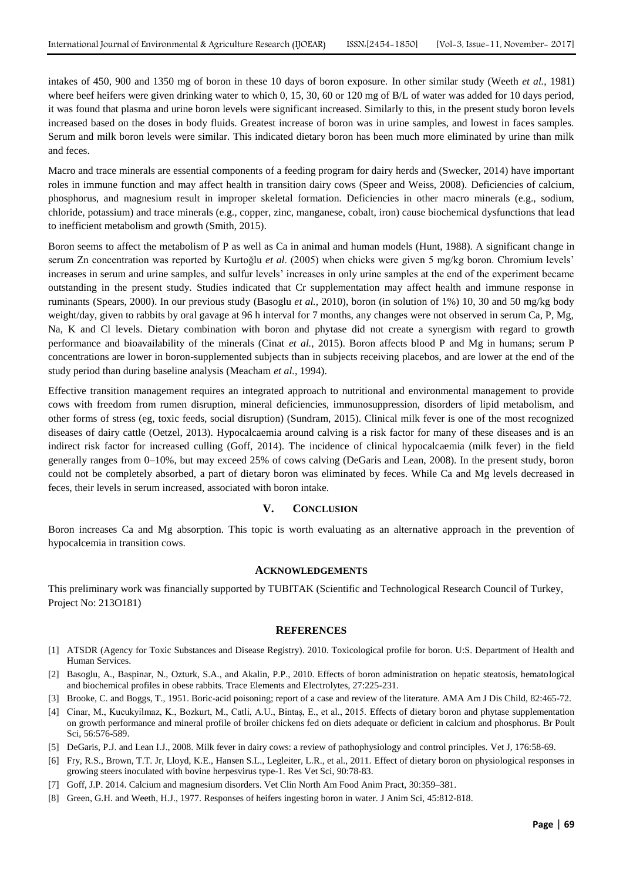intakes of 450, 900 and 1350 mg of boron in these 10 days of boron exposure. In other similar study (Weeth *et al.*, 1981) where beef heifers were given drinking water to which 0, 15, 30, 60 or 120 mg of B/L of water was added for 10 days period, it was found that plasma and urine boron levels were significant increased. Similarly to this, in the present study boron levels increased based on the doses in body fluids. Greatest increase of boron was in urine samples, and lowest in faces samples. Serum and milk boron levels were similar. This indicated dietary boron has been much more eliminated by urine than milk and feces.

Macro and trace minerals are essential components of a feeding program for dairy herds and (Swecker, 2014) have important roles in immune function and may affect health in transition dairy cows (Speer and Weiss, 2008). Deficiencies of calcium, phosphorus, and magnesium result in improper skeletal formation. Deficiencies in other macro minerals (e.g., sodium, chloride, potassium) and trace minerals (e.g., copper, zinc, manganese, cobalt, iron) cause biochemical dysfunctions that lead to inefficient metabolism and growth (Smith, 2015).

Boron seems to affect the metabolism of P as well as Ca in animal and human models (Hunt, 1988). A significant change in serum Zn concentration was reported by Kurtoğlu *et al*. (2005) when chicks were given 5 mg/kg boron. Chromium levels' increases in serum and urine samples, and sulfur levels' increases in only urine samples at the end of the experiment became outstanding in the present study. Studies indicated that Cr supplementation may affect health and immune response in ruminants (Spears, 2000). In our previous study (Basoglu *et al.*, 2010), boron (in solution of 1%) 10, 30 and 50 mg/kg body weight/day, given to rabbits by oral gavage at 96 h interval for 7 months, any changes were not observed in serum Ca, P, Mg, Na, K and Cl levels. Dietary combination with boron and phytase did not create a synergism with regard to growth performance and bioavailability of the minerals (Cinat *et al.*, 2015). Boron affects blood P and Mg in humans; serum P concentrations are lower in boron-supplemented subjects than in subjects receiving placebos, and are lower at the end of the study period than during baseline analysis (Meacham *et al.*, 1994).

Effective transition management requires an integrated approach to nutritional and environmental management to provide cows with freedom from rumen disruption, mineral deficiencies, immunosuppression, disorders of lipid metabolism, and other forms of stress (eg, toxic feeds, social disruption) (Sundram, 2015). Clinical milk fever is one of the most recognized diseases of dairy cattle (Oetzel, 2013). Hypocalcaemia around calving is a risk factor for many of these diseases and is an indirect risk factor for increased culling (Goff, 2014). The incidence of clinical hypocalcaemia (milk fever) in the field generally ranges from 0–10%, but may exceed 25% of cows calving (DeGaris and Lean, 2008). In the present study, boron could not be completely absorbed, a part of dietary boron was eliminated by feces. While Ca and Mg levels decreased in feces, their levels in serum increased, associated with boron intake.

## V. CONCLUSION

Boron increases Ca and Mg absorption. This topic is worth evaluating as an alternative approach in the prevention of hypocalcemia in transition cows.

## ACKNOWLEDGEMENTS

This preliminary work was financially supported by TUBITAK (Scientific and Technological Research Council of Turkey, Project No: 213O181)

## REFERENCES

[1] ATSDR (Agency for Toxic Substances and Disease Registry). 2010. Toxicological profile for boron. U:S. Department of Health and Human Services.

[2] Basoglu, A., Baspinar, N., Ozturk, S.A., and Akalin, P.P., 2010. Effects of boron administration on hepatic steatosis, hematological and biochemical profiles in obese rabbits. Trace Elements and Electrolytes, 27:225-231.

[3] Brooke, C. and Boggs, T., 1951. Boric-acid poisoning; report of a case and review of the literature. AMA Am J Dis Child, 82:465-72.

[4] Cinar, M., Kucukyilmaz, K., Bozkurt, M., Catli, A.U., Bintaş, E., et al., 2015. Effects of dietary boron and phytase supplementation on growth performance and mineral profile of broiler chickens fed on diets adequate or deficient in calcium and phosphorus. Br Poult Sci, 56:576-589.

[5] DeGaris, P.J. and Lean I.J., 2008. Milk fever in dairy cows: a review of pathophysiology and control principles. Vet J, 176:58-69.

[6] Fry, R.S., Brown, T.T. Jr, Lloyd, K.E., Hansen S.L., Legleiter, L.R., et al., 2011. Effect of dietary boron on physiological responses in growing steers inoculated with bovine herpesvirus type-1. Res Vet Sci, 90:78-83.

[7] Goff, J.P. 2014. Calcium and magnesium disorders. Vet Clin North Am Food Anim Pract, 30:359–381.

[8] Green, G.H. and Weeth, H.J., 1977. Responses of heifers ingesting boron in water. J Anim Sci, 45:812-818.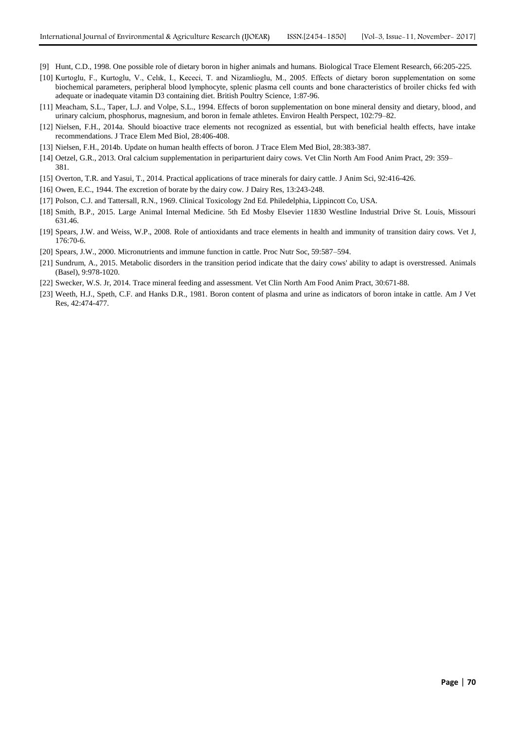[9] Hunt, C.D., 1998. One possible role of dietary boron in higher animals and humans. Biological Trace Element Research, 66:205-225.

[10] Kurtoglu, F., Kurtoglu, V., Celık, I., Kececi, T. and Nizamlioglu, M., 2005. Effects of dietary boron supplementation on some biochemical parameters, peripheral blood lymphocyte, splenic plasma cell counts and bone characteristics of broiler chicks fed with adequate or inadequate vitamin D3 containing diet. British Poultry Science, 1:87-96.

[11] Meacham, S.L., Taper, L.J. and Volpe, S.L., 1994. Effects of boron supplementation on bone mineral density and dietary, blood, and urinary calcium, phosphorus, magnesium, and boron in female athletes. Environ Health Perspect, 102:79–82.

[12] Nielsen, F.H., 2014a. Should bioactive trace elements not recognized as essential, but with beneficial health effects, have intake recommendations. J Trace Elem Med Biol, 28:406-408.

[13] Nielsen, F.H., 2014b. Update on human health effects of boron. J Trace Elem Med Biol, 28:383-387.

[14] Oetzel, G.R., 2013. Oral calcium supplementation in periparturient dairy cows. Vet Clin North Am Food Anim Pract, 29: 359–381.

[15] Overton, T.R. and Yasui, T., 2014. Practical applications of trace minerals for dairy cattle. J Anim Sci, 92:416-426.

[16] Owen, E.C., 1944. The excretion of borate by the dairy cow. J Dairy Res, 13:243-248.

[17] Polson, C.J. and Tattersall, R.N., 1969. Clinical Toxicology 2nd Ed. Philedelphia, Lippincott Co, USA.

[18] Smith, B.P., 2015. Large Animal Internal Medicine. 5th Ed Mosby Elsevier 11830 Westline Industrial Drive St. Louis, Missouri 631.46.

[19] Spears, J.W. and Weiss, W.P., 2008. Role of antioxidants and trace elements in health and immunity of transition dairy cows. Vet J, 176:70-6.

[20] Spears, J.W., 2000. Micronutrients and immune function in cattle. Proc Nutr Soc, 59:587–594.

[21] Sundrum, A., 2015. Metabolic disorders in the transition period indicate that the dairy cows' ability to adapt is overstressed. Animals (Basel), 9:978-1020.

[22] Swecker, W.S. Jr, 2014. Trace mineral feeding and assessment. Vet Clin North Am Food Anim Pract, 30:671-88.

[23] Weeth, H.J., Speth, C.F. and Hanks D.R., 1981. Boron content of plasma and urine as indicators of boron intake in cattle. Am J Vet Res, 42:474-477.